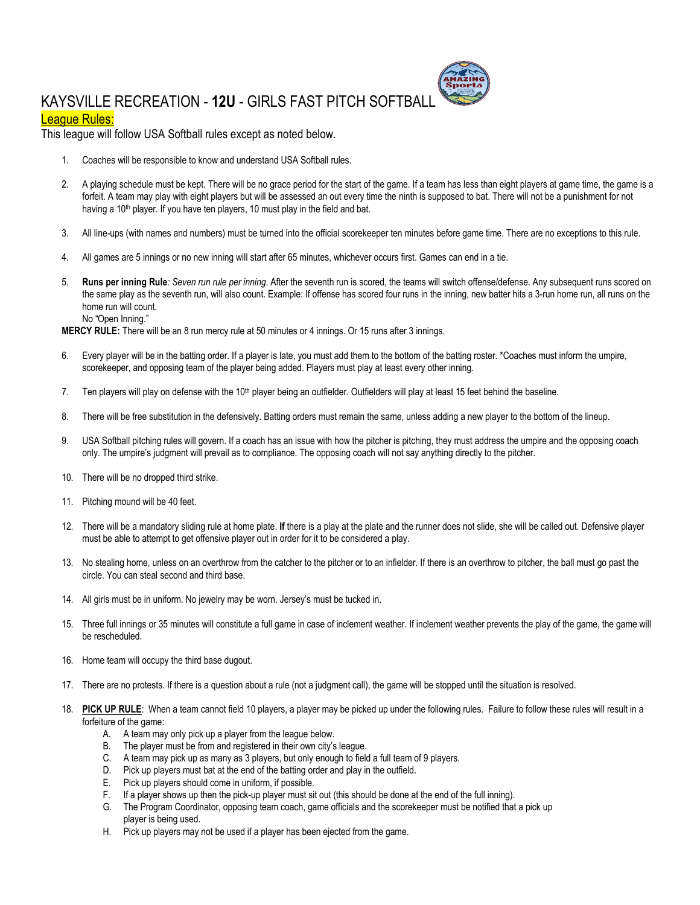# KAYSVILLE RECREATION - **12U** - GIRLS FAST PITCH SOFTBALL

## League Rules:

This league will follow USA Softball rules except as noted below.

1. Coaches will be responsible to know and understand USA Softball rules.

2. A playing schedule must be kept. There will be no grace period for the start of the game. If a team has less than eight players at game time, the game is a forfeit. A team may play with eight players but will be assessed an out every time the ninth is supposed to bat. There will not be a punishment for not having a 10th player. If you have ten players, 10 must play in the field and bat.

3. All line-ups (with names and numbers) must be turned into the official scorekeeper ten minutes before game time. There are no exceptions to this rule.

4. All games are 5 innings or no new inning will start after 65 minutes, whichever occurs first. Games can end in a tie.

5. **Runs per inning Rule***: Seven run rule per inning*. After the seventh run is scored, the teams will switch offense/defense. Any subsequent runs scored on the same play as the seventh run, will also count. Example: If offense has scored four runs in the inning, new batter hits a 3-run home run, all runs on the home run will count.
   No "Open Inning."

**MERCY RULE:** There will be an 8 run mercy rule at 50 minutes or 4 innings. Or 15 runs after 3 innings.

6. Every player will be in the batting order. If a player is late, you must add them to the bottom of the batting roster. *Coaches must inform the umpire, scorekeeper, and opposing team of the player being added. Players must play at least every other inning.

7. Ten players will play on defense with the 10th player being an outfielder. Outfielders will play at least 15 feet behind the baseline.

8. There will be free substitution in the defensively. Batting orders must remain the same, unless adding a new player to the bottom of the lineup.

9. USA Softball pitching rules will govern. If a coach has an issue with how the pitcher is pitching, they must address the umpire and the opposing coach only. The umpire's judgment will prevail as to compliance. The opposing coach will not say anything directly to the pitcher.

10. There will be no dropped third strike.

11. Pitching mound will be 40 feet.

12. There will be a mandatory sliding rule at home plate. **If** there is a play at the plate and the runner does not slide, she will be called out. Defensive player must be able to attempt to get offensive player out in order for it to be considered a play.

13. No stealing home, unless on an overthrow from the catcher to the pitcher or to an infielder. If there is an overthrow to pitcher, the ball must go past the circle. You can steal second and third base.

14. All girls must be in uniform. No jewelry may be worn. Jersey's must be tucked in.

15. Three full innings or 35 minutes will constitute a full game in case of inclement weather. If inclement weather prevents the play of the game, the game will be rescheduled.

16. Home team will occupy the third base dugout.

17. There are no protests. If there is a question about a rule (not a judgment call), the game will be stopped until the situation is resolved.

18. **PICK UP RULE**: When a team cannot field 10 players, a player may be picked up under the following rules. Failure to follow these rules will result in a forfeiture of the game:
    A. A team may only pick up a player from the league below.
    B. The player must be from and registered in their own city's league.
    C. A team may pick up as many as 3 players, but only enough to field a full team of 9 players.
    D. Pick up players must bat at the end of the batting order and play in the outfield.
    E. Pick up players should come in uniform, if possible.
    F. If a player shows up then the pick-up player must sit out (this should be done at the end of the full inning).
    G. The Program Coordinator, opposing team coach, game officials and the scorekeeper must be notified that a pick up player is being used.
    H. Pick up players may not be used if a player has been ejected from the game.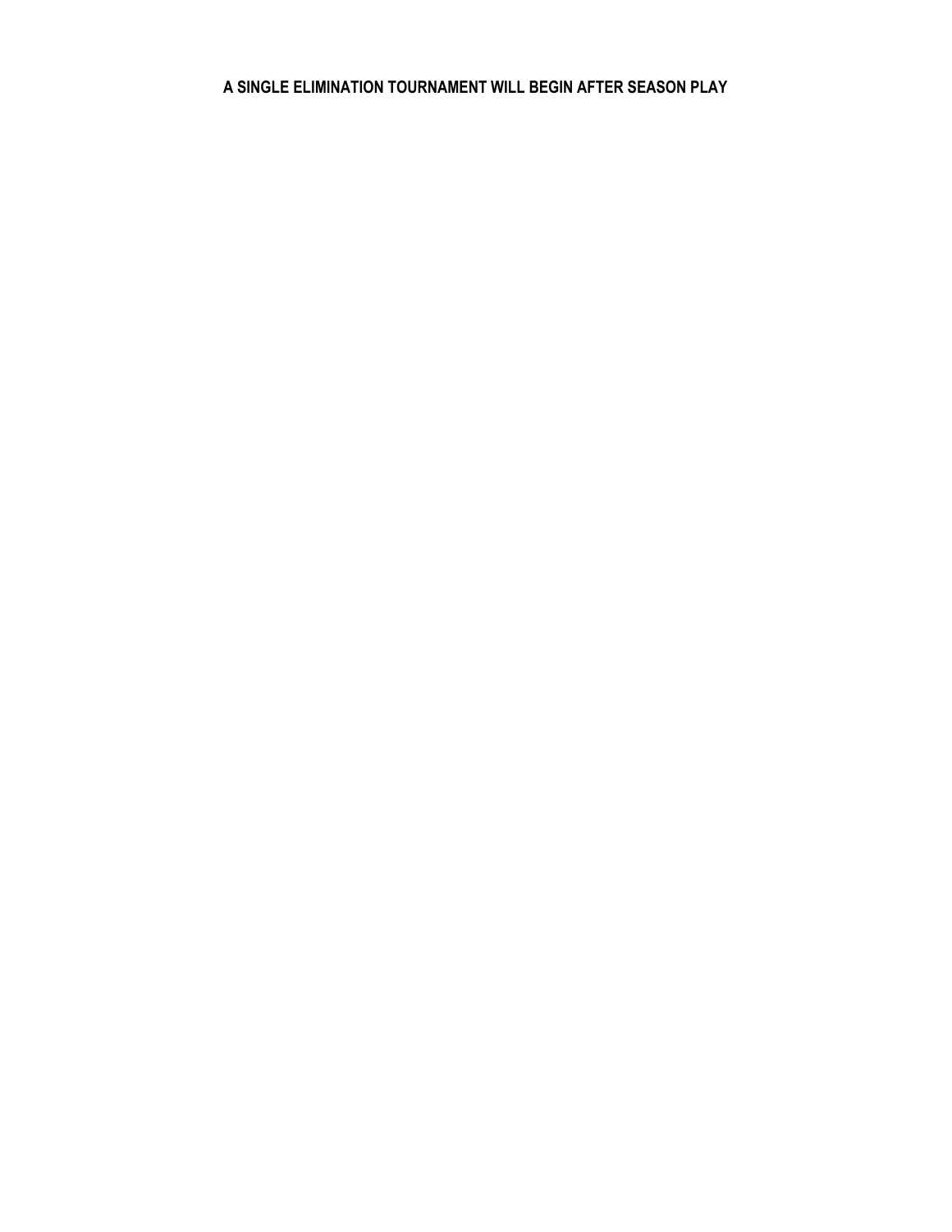**A SINGLE ELIMINATION TOURNAMENT WILL BEGIN AFTER SEASON PLAY**